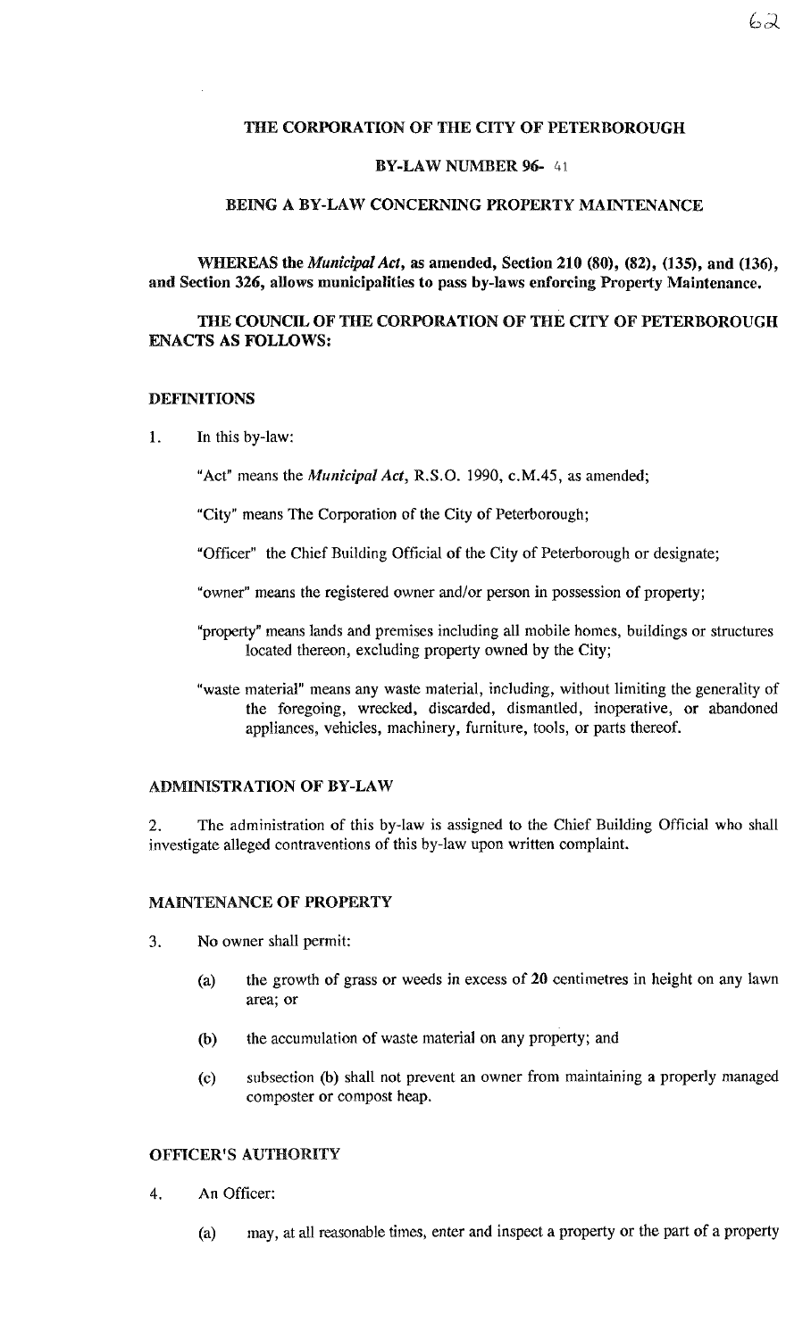# THE CORPORATION OF THE CITY OF PETERBOROUGH

## BY-LAW NUMBER 96- 41

## BEING A BY-LAW CONCERNING PROPERTY MAINTENANCE

**WHEREAS the *Municipal Act*, as amended, Section 210 (80), (82), (135), and (136), and Section 326, allows municipalities to pass by-laws enforcing Property Maintenance.**

**THE COUNCIL OF THE CORPORATION OF THE CITY OF PETERBOROUGH ENACTS AS FOLLOWS:**

### DEFINITIONS

1. In this by-law:

"Act" means the *Municipal Act*, R.S.O. 1990, c.M.45, as amended;

"City" means The Corporation of the City of Peterborough;

"Officer" the Chief Building Official of the City of Peterborough or designate;

"owner" means the registered owner and/or person in possession of property;

"property" means lands and premises including all mobile homes, buildings or structures located thereon, excluding property owned by the City;

"waste material" means any waste material, including, without limiting the generality of the foregoing, wrecked, discarded, dismantled, inoperative, or abandoned appliances, vehicles, machinery, furniture, tools, or parts thereof.

### ADMINISTRATION OF BY-LAW

2. The administration of this by-law is assigned to the Chief Building Official who shall investigate alleged contraventions of this by-law upon written complaint.

### MAINTENANCE OF PROPERTY

3. No owner shall permit:

   (a) the growth of grass or weeds in excess of 20 centimetres in height on any lawn area; or

   (b) the accumulation of waste material on any property; and

   (c) subsection (b) shall not prevent an owner from maintaining a properly managed composter or compost heap.

### OFFICER'S AUTHORITY

4. An Officer:

   (a) may, at all reasonable times, enter and inspect a property or the part of a property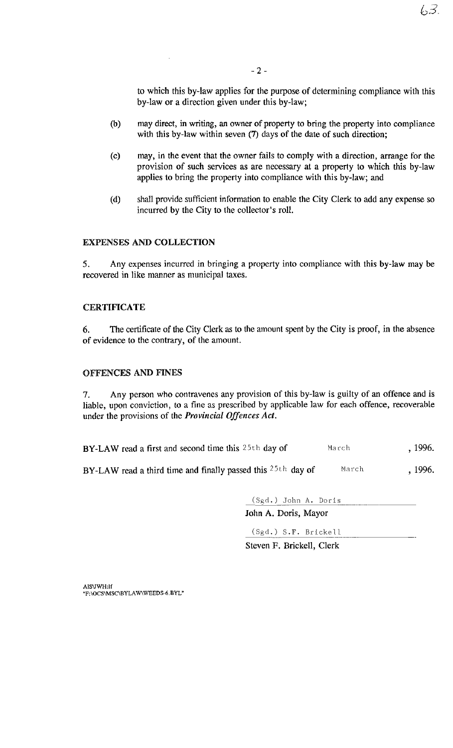to which this by-law applies for the purpose of determining compliance with this by-law or a direction given under this by-law;

(b) may direct, in writing, an owner of property to bring the property into compliance with this by-law within seven (7) days of the date of such direction;

(c) may, in the event that the owner fails to comply with a direction, arrange for the provision of such services as are necessary at a property to which this by-law applies to bring the property into compliance with this by-law; and

(d) shall provide sufficient information to enable the City Clerk to add any expense so incurred by the City to the collector's roll.

**EXPENSES AND COLLECTION**

5. Any expenses incurred in bringing a property into compliance with this by-law may be recovered in like manner as municipal taxes.

**CERTIFICATE**

6. The certificate of the City Clerk as to the amount spent by the City is proof, in the absence of evidence to the contrary, of the amount.

**OFFENCES AND FINES**

7. Any person who contravenes any provision of this by-law is guilty of an offence and is liable, upon conviction, to a fine as prescribed by applicable law for each offence, recoverable under the provisions of the ***Provincial Offences Act.***

BY-LAW read a first and second time this 25th day of March, 1996.

BY-LAW read a third time and finally passed this 25th day of March, 1996.

(Sgd.) John A. Doris
John A. Doris, Mayor

(Sgd.) S.F. Brickell
Steven F. Brickell, Clerk

AIS\JWH:lf
"F:\OCS\MSC\BYLAW\WEEDS-6.BYL"